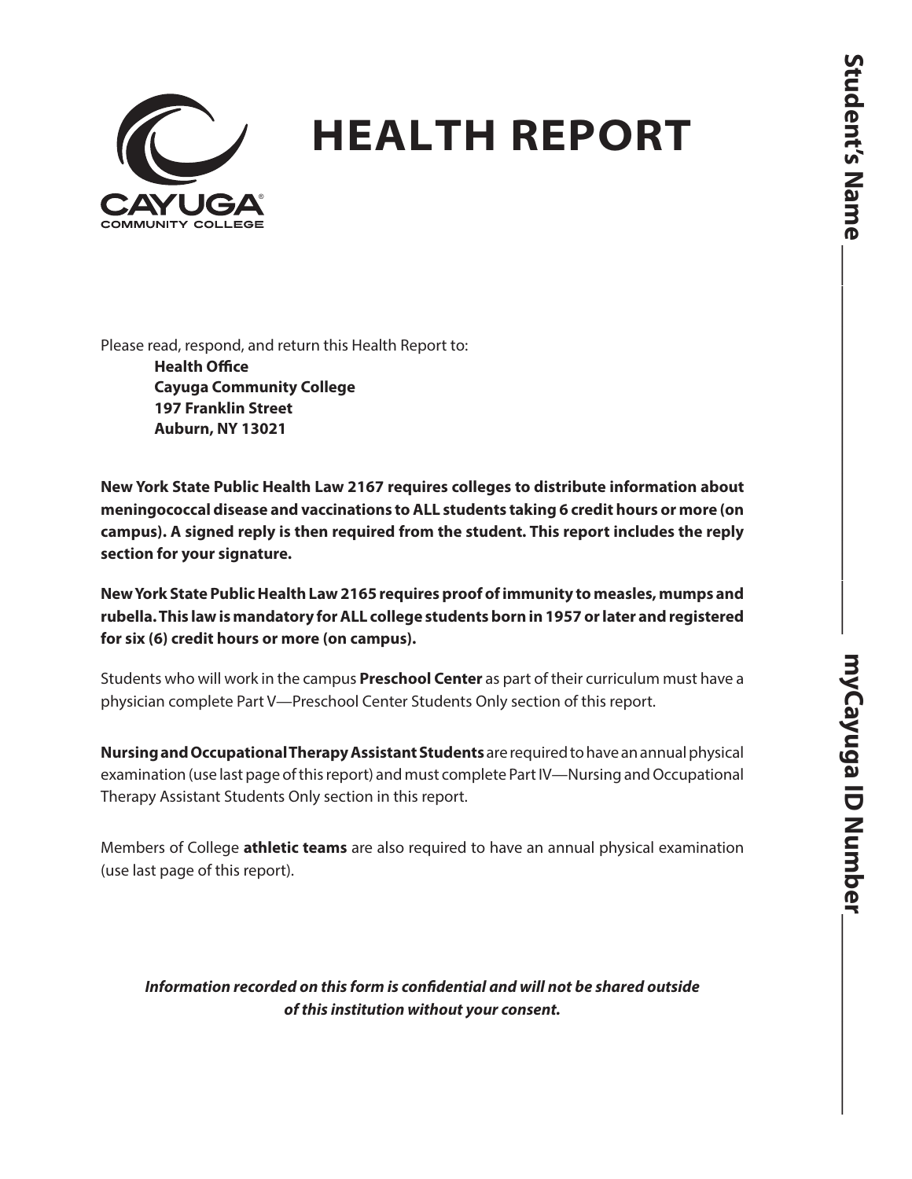# HEALTH REPORT

CAYUGA COMMUNITY COLLEGE

Student's Name ___________________________

myCayuga ID Number ___________________________

Please read, respond, and return this Health Report to:

> **Health Office**
> **Cayuga Community College**
> **197 Franklin Street**
> **Auburn, NY 13021**

**New York State Public Health Law 2167 requires colleges to distribute information about meningococcal disease and vaccinations to ALL students taking 6 credit hours or more (on campus). A signed reply is then required from the student. This report includes the reply section for your signature.**

**New York State Public Health Law 2165 requires proof of immunity to measles, mumps and rubella. This law is mandatory for ALL college students born in 1957 or later and registered for six (6) credit hours or more (on campus).**

Students who will work in the campus **Preschool Center** as part of their curriculum must have a physician complete Part V—Preschool Center Students Only section of this report.

**Nursing and Occupational Therapy Assistant Students** are required to have an annual physical examination (use last page of this report) and must complete Part IV—Nursing and Occupational Therapy Assistant Students Only section in this report.

Members of College **athletic teams** are also required to have an annual physical examination (use last page of this report).

***Information recorded on this form is confidential and will not be shared outside of this institution without your consent.***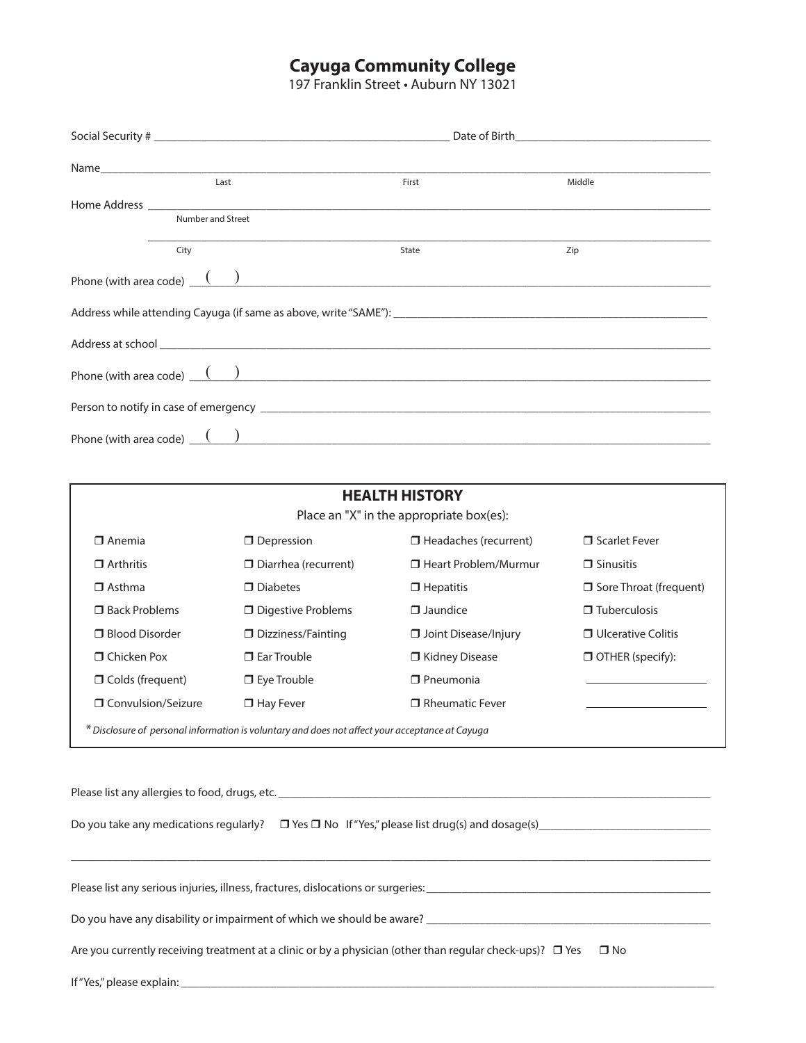# Cayuga Community College

197 Franklin Street • Auburn NY 13021

Social Security # ______________________________ Date of Birth ______________________________

Name ______________________________________________________________
Last First Middle

Home Address ______________________________________________________________
Number and Street

______________________________________________________________
City State Zip

Phone (with area code) ( ) ______________________________

Address while attending Cayuga (if same as above, write "SAME"): ______________________________

Address at school ______________________________

Phone (with area code) ( ) ______________________________

Person to notify in case of emergency ______________________________

Phone (with area code) ( ) ______________________________

## HEALTH HISTORY

Place an "X" in the appropriate box(es):

| | | | |
|---|---|---|---|
| ❒ Anemia | ❒ Depression | ❒ Headaches (recurrent) | ❒ Scarlet Fever |
| ❒ Arthritis | ❒ Diarrhea (recurrent) | ❒ Heart Problem/Murmur | ❒ Sinusitis |
| ❒ Asthma | ❒ Diabetes | ❒ Hepatitis | ❒ Sore Throat (frequent) |
| ❒ Back Problems | ❒ Digestive Problems | ❒ Jaundice | ❒ Tuberculosis |
| ❒ Blood Disorder | ❒ Dizziness/Fainting | ❒ Joint Disease/Injury | ❒ Ulcerative Colitis |
| ❒ Chicken Pox | ❒ Ear Trouble | ❒ Kidney Disease | ❒ OTHER (specify): |
| ❒ Colds (frequent) | ❒ Eye Trouble | ❒ Pneumonia | ______________ |
| ❒ Convulsion/Seizure | ❒ Hay Fever | ❒ Rheumatic Fever | ______________ |

*\* Disclosure of personal information is voluntary and does not affect your acceptance at Cayuga*

Please list any allergies to food, drugs, etc. ______________________________

Do you take any medications regularly? ❒ Yes ❒ No If "Yes," please list drug(s) and dosage(s) ______________________________

______________________________________________________________

Please list any serious injuries, illness, fractures, dislocations or surgeries: ______________________________

Do you have any disability or impairment of which we should be aware? ______________________________

Are you currently receiving treatment at a clinic or by a physician (other than regular check-ups)? ❒ Yes ❒ No

If "Yes," please explain: ______________________________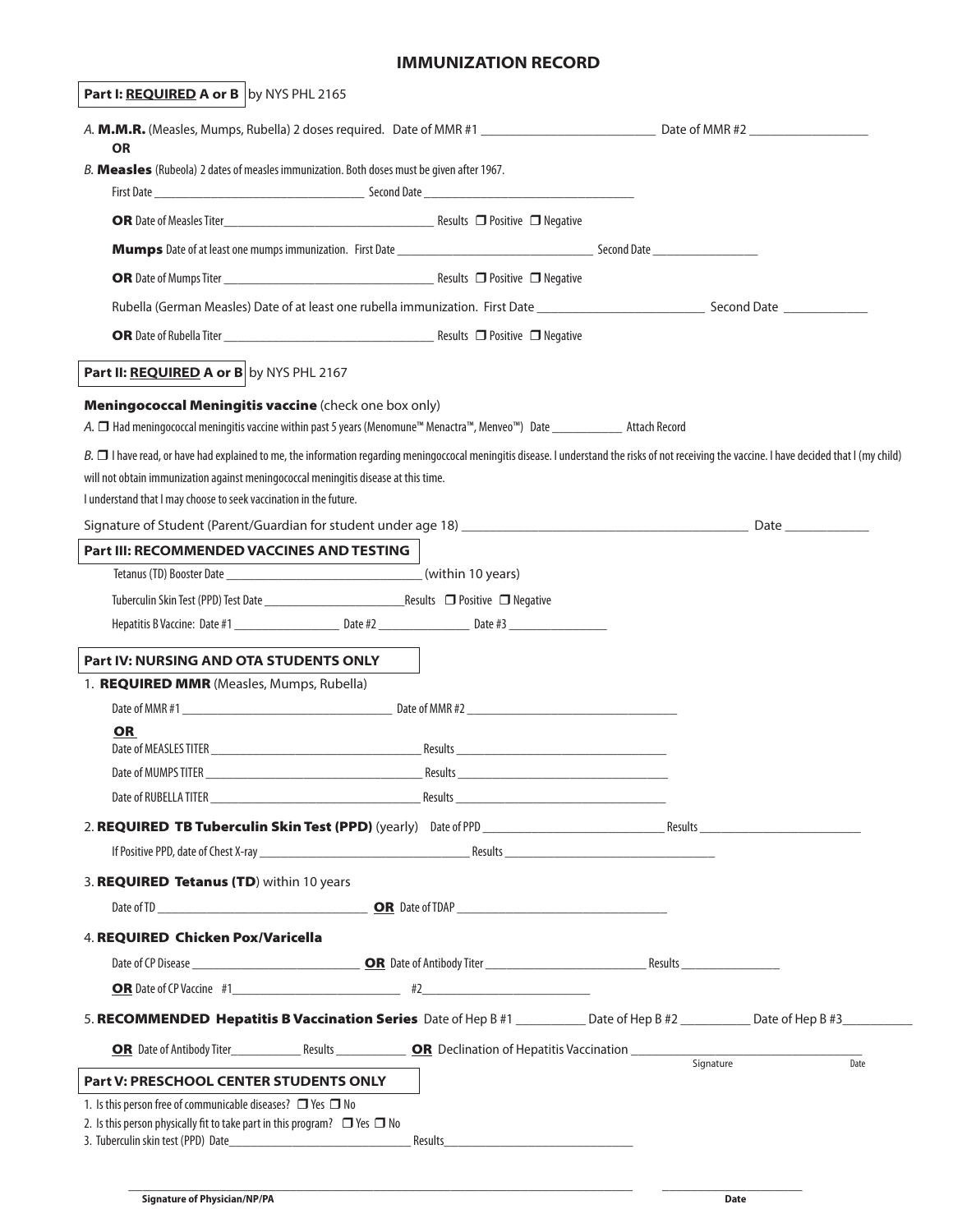# IMMUNIZATION RECORD

**Part I: REQUIRED A or B** by NYS PHL 2165

*A.* **M.M.R.** (Measles, Mumps, Rubella) 2 doses required. Date of MMR #1 ___________________________ Date of MMR #2 __________________

**OR**

*B.* **Measles** (Rubeola) 2 dates of measles immunization. Both doses must be given after 1967.

First Date ___________________________________ Second Date ___________________________________

**OR** Date of Measles Titer___________________________________ Results ☐ Positive ☐ Negative

**Mumps** Date of at least one mumps immunization. First Date _________________________________ Second Date _________________

**OR** Date of Mumps Titer ___________________________________ Results ☐ Positive ☐ Negative

Rubella (German Measles) Date of at least one rubella immunization. First Date _________________________ Second Date _____________

**OR** Date of Rubella Titer ___________________________________ Results ☐ Positive ☐ Negative

**Part II: REQUIRED A or B** by NYS PHL 2167

**Meningococcal Meningitis vaccine** (check one box only)

*A.* ☐ Had meningococcal meningitis vaccine within past 5 years (Menomune™ Menactra™, Menveo™) Date ____________ Attach Record

*B.* ☐ I have read, or have had explained to me, the information regarding meningoccocal meningitis disease. I understand the risks of not receiving the vaccine. I have decided that I (my child) will not obtain immunization against meningococcal meningitis disease at this time.

I understand that I may choose to seek vaccination in the future.

Signature of Student (Parent/Guardian for student under age 18) __________________________________________ Date ____________

**Part III: RECOMMENDED VACCINES AND TESTING**

Tetanus (TD) Booster Date _______________________________ (within 10 years)

Tuberculin Skin Test (PPD) Test Date _________________________Results ☐ Positive ☐ Negative

Hepatitis B Vaccine: Date #1 __________________ Date #2 ________________ Date #3 _________________

**Part IV: NURSING AND OTA STUDENTS ONLY**

1. **REQUIRED MMR** (Measles, Mumps, Rubella)

Date of MMR #1 ___________________________________ Date of MMR #2 ___________________________________

**OR**

Date of MEASLES TITER ___________________________________ Results ___________________________________

Date of MUMPS TITER ___________________________________ Results ___________________________________

Date of RUBELLA TITER ___________________________________ Results ___________________________________

2. **REQUIRED TB Tuberculin Skin Test (PPD)** (yearly) Date of PPD ______________________________ Results ___________________________

If Positive PPD, date of Chest X-ray ___________________________________ Results ___________________________________

3. **REQUIRED Tetanus (TD)** within 10 years

Date of TD _________________________________ **OR** Date of TDAP ___________________________________

4. **REQUIRED Chicken Pox/Varicella**

Date of CP Disease ____________________________ **OR** Date of Antibody Titer ____________________________ Results _________________

**OR** Date of CP Vaccine #1___________________________ #2___________________________

5. **RECOMMENDED Hepatitis B Vaccination Series** Date of Hep B #1 ___________ Date of Hep B #2 ___________ Date of Hep B #3___________

**OR** Date of Antibody Titer____________ Results ____________ **OR** Declination of Hepatitis Vaccination ___________________________________

Signature Date

**Part V: PRESCHOOL CENTER STUDENTS ONLY**

1. Is this person free of communicable diseases? ☐ Yes ☐ No
2. Is this person physically fit to take part in this program? ☐ Yes ☐ No
3. Tuberculin skin test (PPD) Date________________________________ Results________________________________

_______________________________________________________________ _________________________

**Signature of Physician/NP/PA** **Date**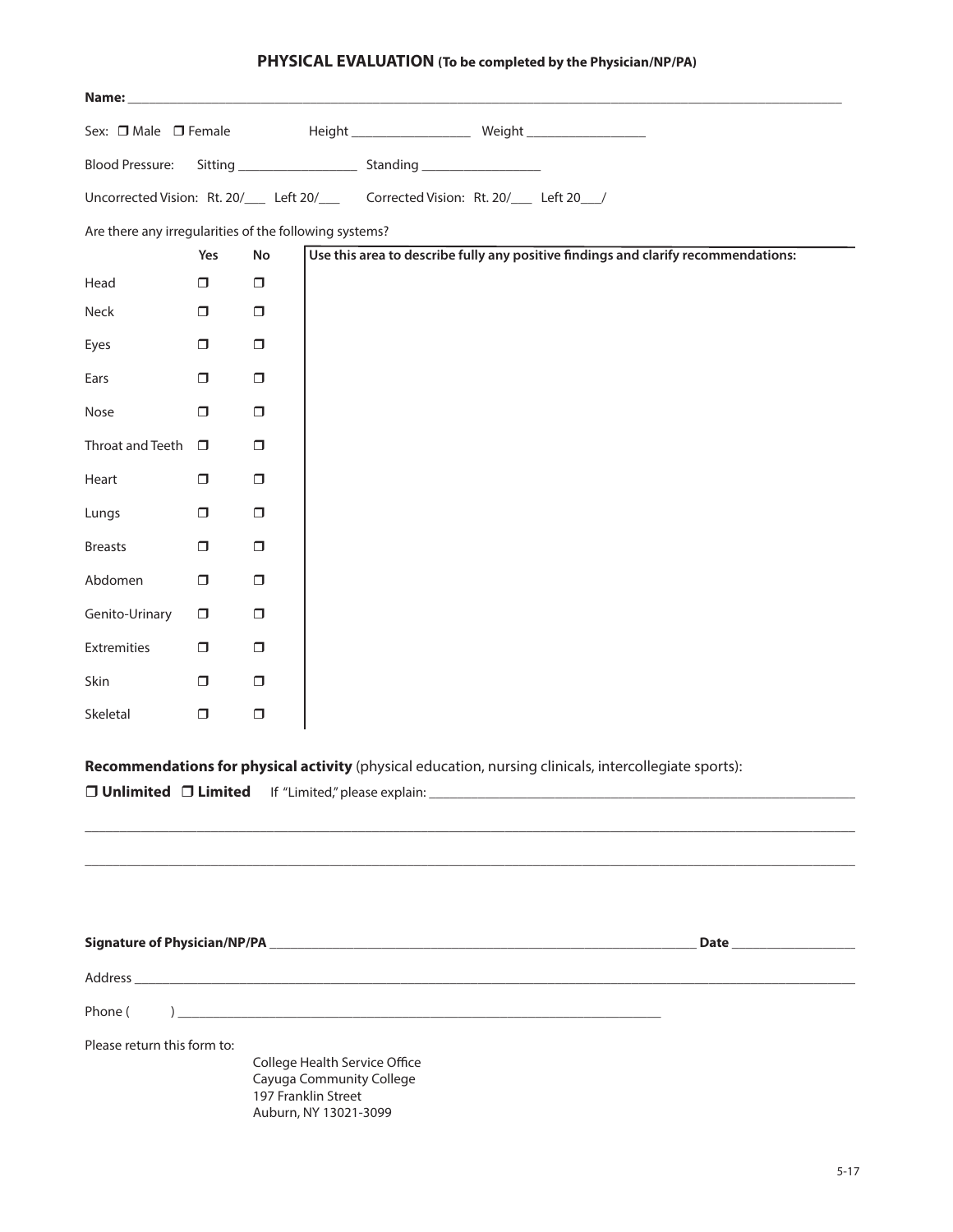## PHYSICAL EVALUATION (To be completed by the Physician/NP/PA)

**Name:** ______________________________________________

Sex: ❒ Male ❒ Female Height ________________ Weight ________________

Blood Pressure: Sitting ________________ Standing ________________

Uncorrected Vision: Rt. 20/___ Left 20/___ Corrected Vision: Rt. 20/___ Left 20___/

Are there any irregularities of the following systems?

| | Yes | No | Use this area to describe fully any positive findings and clarify recommendations: |
|---|---|---|---|
| Head | ❒ | ❒ | |
| Neck | ❒ | ❒ | |
| Eyes | ❒ | ❒ | |
| Ears | ❒ | ❒ | |
| Nose | ❒ | ❒ | |
| Throat and Teeth | ❒ | ❒ | |
| Heart | ❒ | ❒ | |
| Lungs | ❒ | ❒ | |
| Breasts | ❒ | ❒ | |
| Abdomen | ❒ | ❒ | |
| Genito-Urinary | ❒ | ❒ | |
| Extremities | ❒ | ❒ | |
| Skin | ❒ | ❒ | |
| Skeletal | ❒ | ❒ | |

**Recommendations for physical activity** (physical education, nursing clinicals, intercollegiate sports):

**❒ Unlimited ❒ Limited** If "Limited," please explain: ______________________________________________

______________________________________________

______________________________________________

**Signature of Physician/NP/PA** ______________________________________________ **Date** ________________

Address ______________________________________________

Phone ( ) ______________________________________________

Please return this form to:

College Health Service Office
Cayuga Community College
197 Franklin Street
Auburn, NY 13021-3099

5-17